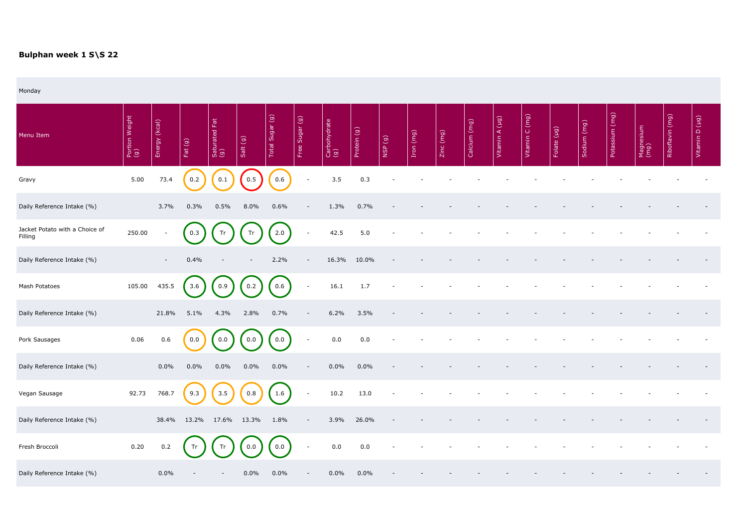**Bulphan week 1 S\S 22**

Monday

| Menu Item | Portion Weight (g) | Energy (kcal) | Fat (g) | Saturated Fat (g) | Salt (g) | Total Sugar (g) | Free Sugar (g) | Carbohydrate (g) | Protein (g) | NSP (g) | Iron (mg) | Zinc (mg) | Calcium (mg) | Vitamin A (µg) | Vitamin C (mg) | Folate (µg) | Sodium (mg) | Potassium (mg) | Magnesium (mg) | Riboflavin (mg) | Vitamin D (µg) |
|---|---|---|---|---|---|---|---|---|---|---|---|---|---|---|---|---|---|---|---|---|---|
| Gravy | 5.00 | 73.4 | 0.2 | 0.1 | 0.5 | 0.6 | - | 3.5 | 0.3 | - | - | - | - | - | - | - | - | - | - | - | - |
| Daily Reference Intake (%) | | 3.7% | 0.3% | 0.5% | 8.0% | 0.6% | - | 1.3% | 0.7% | - | - | - | - | - | - | - | - | - | - | - | - |
| Jacket Potato with a Choice of Filling | 250.00 | - | 0.3 | Tr | Tr | 2.0 | - | 42.5 | 5.0 | - | - | - | - | - | - | - | - | - | - | - | - |
| Daily Reference Intake (%) | | - | 0.4% | - | - | 2.2% | - | 16.3% | 10.0% | - | - | - | - | - | - | - | - | - | - | - | - |
| Mash Potatoes | 105.00 | 435.5 | 3.6 | 0.9 | 0.2 | 0.6 | - | 16.1 | 1.7 | - | - | - | - | - | - | - | - | - | - | - | - |
| Daily Reference Intake (%) | | 21.8% | 5.1% | 4.3% | 2.8% | 0.7% | - | 6.2% | 3.5% | - | - | - | - | - | - | - | - | - | - | - | - |
| Pork Sausages | 0.06 | 0.6 | 0.0 | 0.0 | 0.0 | 0.0 | - | 0.0 | 0.0 | - | - | - | - | - | - | - | - | - | - | - | - |
| Daily Reference Intake (%) | | 0.0% | 0.0% | 0.0% | 0.0% | 0.0% | - | 0.0% | 0.0% | - | - | - | - | - | - | - | - | - | - | - | - |
| Vegan Sausage | 92.73 | 768.7 | 9.3 | 3.5 | 0.8 | 1.6 | - | 10.2 | 13.0 | - | - | - | - | - | - | - | - | - | - | - | - |
| Daily Reference Intake (%) | | 38.4% | 13.2% | 17.6% | 13.3% | 1.8% | - | 3.9% | 26.0% | - | - | - | - | - | - | - | - | - | - | - | - |
| Fresh Broccoli | 0.20 | 0.2 | Tr | Tr | 0.0 | 0.0 | - | 0.0 | 0.0 | - | - | - | - | - | - | - | - | - | - | - | - |
| Daily Reference Intake (%) | | 0.0% | - | - | 0.0% | 0.0% | - | 0.0% | 0.0% | - | - | - | - | - | - | - | - | - | - | - | - |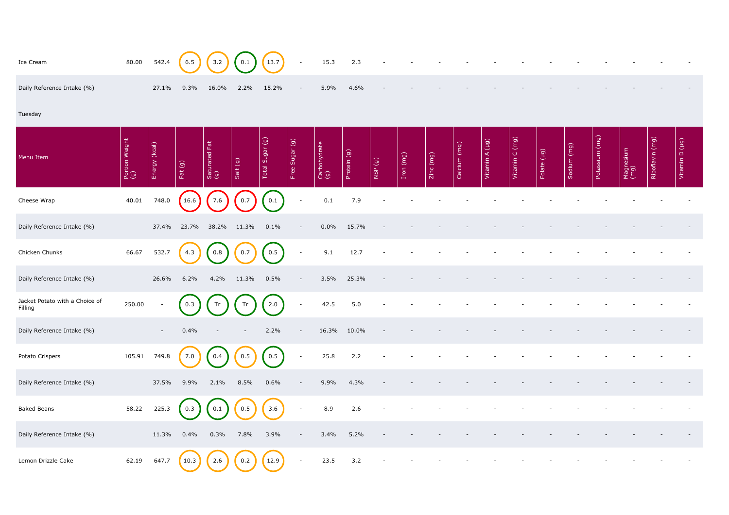| | | | | | | | | | | | | | | | | | | | | | | | |
|---|---|---|---|---|---|---|---|---|---|---|---|---|---|---|---|---|---|---|---|---|---|---|---|
| Ice Cream | 80.00 | 542.4 | 6.5 | 3.2 | 0.1 | 13.7 | - | 15.3 | 2.3 | - | - | - | - | - | - | - | - | - | - | - | - |
| Daily Reference Intake (%) | | 27.1% | 9.3% | 16.0% | 2.2% | 15.2% | - | 5.9% | 4.6% | - | - | - | - | - | - | - | - | - | - | - | - |

Tuesday

| Menu Item | Portion Weight (g) | Energy (kcal) | Fat (g) | Saturated Fat (g) | Salt (g) | Total Sugar (g) | Free Sugar (g) | Carbohydrate (g) | Protein (g) | NSP (g) | Iron (mg) | Zinc (mg) | Calcium (mg) | Vitamin A (µg) | Vitamin C (mg) | Folate (µg) | Sodium (mg) | Potassium (mg) | Magnesium (mg) | Riboflavin (mg) | Vitamin D (µg) |
|---|---|---|---|---|---|---|---|---|---|---|---|---|---|---|---|---|---|---|---|---|---|
| Cheese Wrap | 40.01 | 748.0 | 16.6 | 7.6 | 0.7 | 0.1 | - | 0.1 | 7.9 | - | - | - | - | - | - | - | - | - | - | - | - |
| Daily Reference Intake (%) | | 37.4% | 23.7% | 38.2% | 11.3% | 0.1% | - | 0.0% | 15.7% | - | - | - | - | - | - | - | - | - | - | - | - |
| Chicken Chunks | 66.67 | 532.7 | 4.3 | 0.8 | 0.7 | 0.5 | - | 9.1 | 12.7 | - | - | - | - | - | - | - | - | - | - | - | - |
| Daily Reference Intake (%) | | 26.6% | 6.2% | 4.2% | 11.3% | 0.5% | - | 3.5% | 25.3% | - | - | - | - | - | - | - | - | - | - | - | - |
| Jacket Potato with a Choice of Filling | 250.00 | - | 0.3 | Tr | Tr | 2.0 | - | 42.5 | 5.0 | - | - | - | - | - | - | - | - | - | - | - | - |
| Daily Reference Intake (%) | | - | 0.4% | - | - | 2.2% | - | 16.3% | 10.0% | - | - | - | - | - | - | - | - | - | - | - | - |
| Potato Crispers | 105.91 | 749.8 | 7.0 | 0.4 | 0.5 | 0.5 | - | 25.8 | 2.2 | - | - | - | - | - | - | - | - | - | - | - | - |
| Daily Reference Intake (%) | | 37.5% | 9.9% | 2.1% | 8.5% | 0.6% | - | 9.9% | 4.3% | - | - | - | - | - | - | - | - | - | - | - | - |
| Baked Beans | 58.22 | 225.3 | 0.3 | 0.1 | 0.5 | 3.6 | - | 8.9 | 2.6 | - | - | - | - | - | - | - | - | - | - | - | - |
| Daily Reference Intake (%) | | 11.3% | 0.4% | 0.3% | 7.8% | 3.9% | - | 3.4% | 5.2% | - | - | - | - | - | - | - | - | - | - | - | - |
| Lemon Drizzle Cake | 62.19 | 647.7 | 10.3 | 2.6 | 0.2 | 12.9 | - | 23.5 | 3.2 | - | - | - | - | - | - | - | - | - | - | - | - |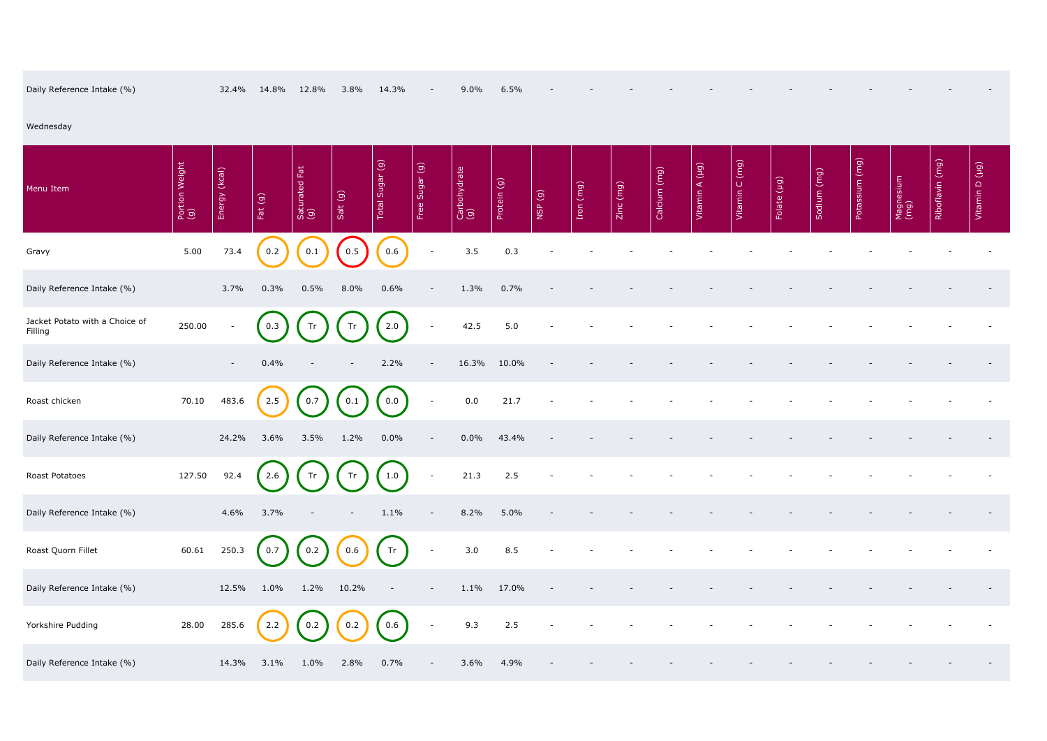| Daily Reference Intake (%) | | 32.4% | 14.8% | 12.8% | 3.8% | 14.3% | - | 9.0% | 6.5% | - | - | - | - | - | - | - | - | - | - | - | - |
|---|---|---|---|---|---|---|---|---|---|---|---|---|---|---|---|---|---|---|---|---|---|

Wednesday

| Menu Item | Portion Weight (g) | Energy (kcal) | Fat (g) | Saturated Fat (g) | Salt (g) | Total Sugar (g) | Free Sugar (g) | Carbohydrate (g) | Protein (g) | NSP (g) | Iron (mg) | Zinc (mg) | Calcium (mg) | Vitamin A (µg) | Vitamin C (mg) | Folate (µg) | Sodium (mg) | Potassium (mg) | Magnesium (mg) | Riboflavin (mg) | Vitamin D (µg) |
|---|---|---|---|---|---|---|---|---|---|---|---|---|---|---|---|---|---|---|---|---|---|
| Gravy | 5.00 | 73.4 | 0.2 | 0.1 | 0.5 | 0.6 | - | 3.5 | 0.3 | - | - | - | - | - | - | - | - | - | - | - | - |
| Daily Reference Intake (%) | | 3.7% | 0.3% | 0.5% | 8.0% | 0.6% | - | 1.3% | 0.7% | - | - | - | - | - | - | - | - | - | - | - | - |
| Jacket Potato with a Choice of Filling | 250.00 | - | 0.3 | Tr | Tr | 2.0 | - | 42.5 | 5.0 | - | - | - | - | - | - | - | - | - | - | - | - |
| Daily Reference Intake (%) | | - | 0.4% | - | - | 2.2% | - | 16.3% | 10.0% | - | - | - | - | - | - | - | - | - | - | - | - |
| Roast chicken | 70.10 | 483.6 | 2.5 | 0.7 | 0.1 | 0.0 | - | 0.0 | 21.7 | - | - | - | - | - | - | - | - | - | - | - | - |
| Daily Reference Intake (%) | | 24.2% | 3.6% | 3.5% | 1.2% | 0.0% | - | 0.0% | 43.4% | - | - | - | - | - | - | - | - | - | - | - | - |
| Roast Potatoes | 127.50 | 92.4 | 2.6 | Tr | Tr | 1.0 | - | 21.3 | 2.5 | - | - | - | - | - | - | - | - | - | - | - | - |
| Daily Reference Intake (%) | | 4.6% | 3.7% | - | - | 1.1% | - | 8.2% | 5.0% | - | - | - | - | - | - | - | - | - | - | - | - |
| Roast Quorn Fillet | 60.61 | 250.3 | 0.7 | 0.2 | 0.6 | Tr | - | 3.0 | 8.5 | - | - | - | - | - | - | - | - | - | - | - | - |
| Daily Reference Intake (%) | | 12.5% | 1.0% | 1.2% | 10.2% | - | - | 1.1% | 17.0% | - | - | - | - | - | - | - | - | - | - | - | - |
| Yorkshire Pudding | 28.00 | 285.6 | 2.2 | 0.2 | 0.2 | 0.6 | - | 9.3 | 2.5 | - | - | - | - | - | - | - | - | - | - | - | - |
| Daily Reference Intake (%) | | 14.3% | 3.1% | 1.0% | 2.8% | 0.7% | - | 3.6% | 4.9% | - | - | - | - | - | - | - | - | - | - | - | - |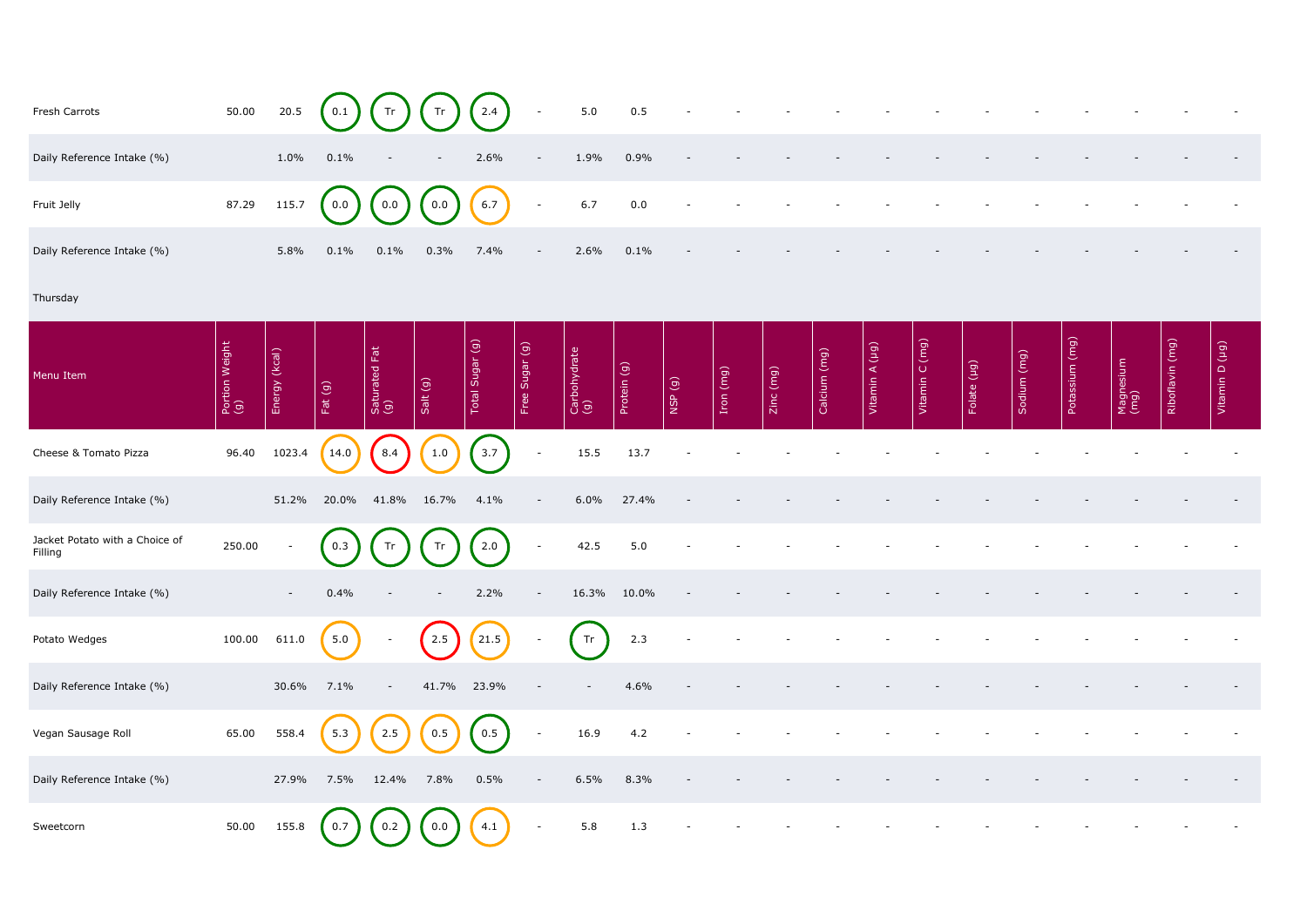| | | | | | | | | | | | | | | | | | | | | | | |
|---|---|---|---|---|---|---|---|---|---|---|---|---|---|---|---|---|---|---|---|---|---|---|
| Fresh Carrots | 50.00 | 20.5 | 0.1 | Tr | Tr | 2.4 | - | 5.0 | 0.5 | - | - | - | - | - | - | - | - | - | - | - | - |
| Daily Reference Intake (%) | | 1.0% | 0.1% | - | - | 2.6% | - | 1.9% | 0.9% | - | - | - | - | - | - | - | - | - | - | - | - |
| Fruit Jelly | 87.29 | 115.7 | 0.0 | 0.0 | 0.0 | 6.7 | - | 6.7 | 0.0 | - | - | - | - | - | - | - | - | - | - | - | - |
| Daily Reference Intake (%) | | 5.8% | 0.1% | 0.1% | 0.3% | 7.4% | - | 2.6% | 0.1% | - | - | - | - | - | - | - | - | - | - | - | - |

Thursday

| Menu Item | Portion Weight (g) | Energy (kcal) | Fat (g) | Saturated Fat (g) | Salt (g) | Total Sugar (g) | Free Sugar (g) | Carbohydrate (g) | Protein (g) | NSP (g) | Iron (mg) | Zinc (mg) | Calcium (mg) | Vitamin A (µg) | Vitamin C (mg) | Folate (µg) | Sodium (mg) | Potassium (mg) | Magnesium (mg) | Riboflavin (mg) | Vitamin D (µg) |
|---|---|---|---|---|---|---|---|---|---|---|---|---|---|---|---|---|---|---|---|---|---|
| Cheese & Tomato Pizza | 96.40 | 1023.4 | 14.0 | 8.4 | 1.0 | 3.7 | - | 15.5 | 13.7 | - | - | - | - | - | - | - | - | - | - | - | - |
| Daily Reference Intake (%) | | 51.2% | 20.0% | 41.8% | 16.7% | 4.1% | - | 6.0% | 27.4% | - | - | - | - | - | - | - | - | - | - | - | - |
| Jacket Potato with a Choice of Filling | 250.00 | - | 0.3 | Tr | Tr | 2.0 | - | 42.5 | 5.0 | - | - | - | - | - | - | - | - | - | - | - | - |
| Daily Reference Intake (%) | | - | 0.4% | - | - | 2.2% | - | 16.3% | 10.0% | - | - | - | - | - | - | - | - | - | - | - | - |
| Potato Wedges | 100.00 | 611.0 | 5.0 | - | 2.5 | 21.5 | - | Tr | 2.3 | - | - | - | - | - | - | - | - | - | - | - | - |
| Daily Reference Intake (%) | | 30.6% | 7.1% | - | 41.7% | 23.9% | - | - | 4.6% | - | - | - | - | - | - | - | - | - | - | - | - |
| Vegan Sausage Roll | 65.00 | 558.4 | 5.3 | 2.5 | 0.5 | 0.5 | - | 16.9 | 4.2 | - | - | - | - | - | - | - | - | - | - | - | - |
| Daily Reference Intake (%) | | 27.9% | 7.5% | 12.4% | 7.8% | 0.5% | - | 6.5% | 8.3% | - | - | - | - | - | - | - | - | - | - | - | - |
| Sweetcorn | 50.00 | 155.8 | 0.7 | 0.2 | 0.0 | 4.1 | - | 5.8 | 1.3 | - | - | - | - | - | - | - | - | - | - | - | - |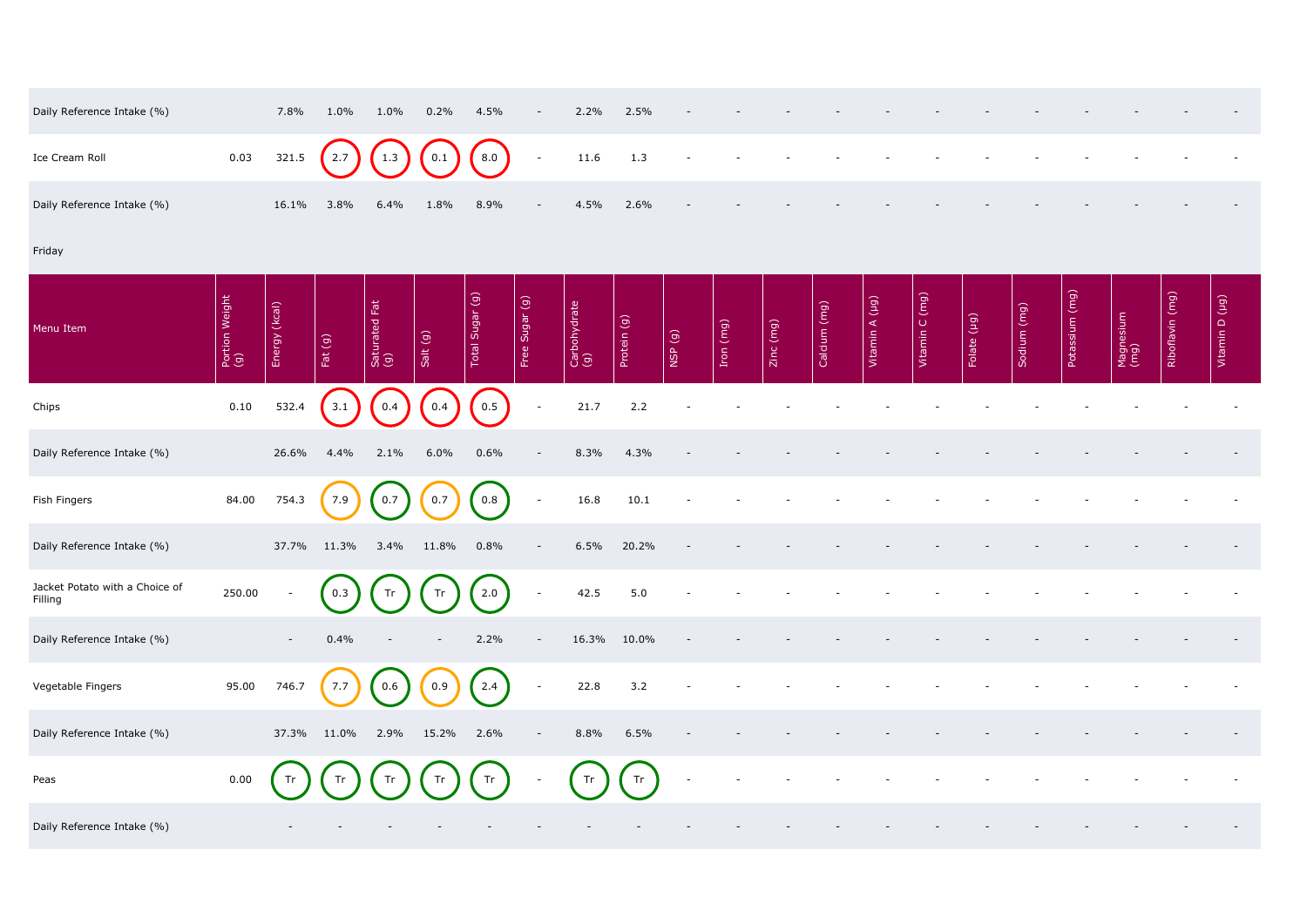| | | | | | | | | | | | | | | | | | | | | | | |
|---|---|---|---|---|---|---|---|---|---|---|---|---|---|---|---|---|---|---|---|---|---|---|
| Daily Reference Intake (%) | | 7.8% | 1.0% | 1.0% | 0.2% | 4.5% | - | 2.2% | 2.5% | - | - | - | - | - | - | - | - | - | - | - | - | - |
| Ice Cream Roll | 0.03 | 321.5 | 2.7 | 1.3 | 0.1 | 8.0 | - | 11.6 | 1.3 | - | - | - | - | - | - | - | - | - | - | - | - | - |
| Daily Reference Intake (%) | | 16.1% | 3.8% | 6.4% | 1.8% | 8.9% | - | 4.5% | 2.6% | - | - | - | - | - | - | - | - | - | - | - | - | - |

Friday

| Menu Item | Portion Weight (g) | Energy (kcal) | Fat (g) | Saturated Fat (g) | Salt (g) | Total Sugar (g) | Free Sugar (g) | Carbohydrate (g) | Protein (g) | NSP (g) | Iron (mg) | Zinc (mg) | Calcium (mg) | Vitamin A (µg) | Vitamin C (mg) | Folate (µg) | Sodium (mg) | Potassium (mg) | Magnesium (mg) | Riboflavin (mg) | Vitamin D (µg) |
|---|---|---|---|---|---|---|---|---|---|---|---|---|---|---|---|---|---|---|---|---|---|
| Chips | 0.10 | 532.4 | 3.1 | 0.4 | 0.4 | 0.5 | - | 21.7 | 2.2 | - | - | - | - | - | - | - | - | - | - | - | - |
| Daily Reference Intake (%) | | 26.6% | 4.4% | 2.1% | 6.0% | 0.6% | - | 8.3% | 4.3% | - | - | - | - | - | - | - | - | - | - | - | - |
| Fish Fingers | 84.00 | 754.3 | 7.9 | 0.7 | 0.7 | 0.8 | - | 16.8 | 10.1 | - | - | - | - | - | - | - | - | - | - | - | - |
| Daily Reference Intake (%) | | 37.7% | 11.3% | 3.4% | 11.8% | 0.8% | - | 6.5% | 20.2% | - | - | - | - | - | - | - | - | - | - | - | - |
| Jacket Potato with a Choice of Filling | 250.00 | - | 0.3 | Tr | Tr | 2.0 | - | 42.5 | 5.0 | - | - | - | - | - | - | - | - | - | - | - | - |
| Daily Reference Intake (%) | | - | 0.4% | - | - | 2.2% | - | 16.3% | 10.0% | - | - | - | - | - | - | - | - | - | - | - | - |
| Vegetable Fingers | 95.00 | 746.7 | 7.7 | 0.6 | 0.9 | 2.4 | - | 22.8 | 3.2 | - | - | - | - | - | - | - | - | - | - | - | - |
| Daily Reference Intake (%) | | 37.3% | 11.0% | 2.9% | 15.2% | 2.6% | - | 8.8% | 6.5% | - | - | - | - | - | - | - | - | - | - | - | - |
| Peas | 0.00 | Tr | Tr | Tr | Tr | Tr | - | Tr | Tr | - | - | - | - | - | - | - | - | - | - | - | - |
| Daily Reference Intake (%) | | - | - | - | - | - | - | - | - | - | - | - | - | - | - | - | - | - | - | - | - |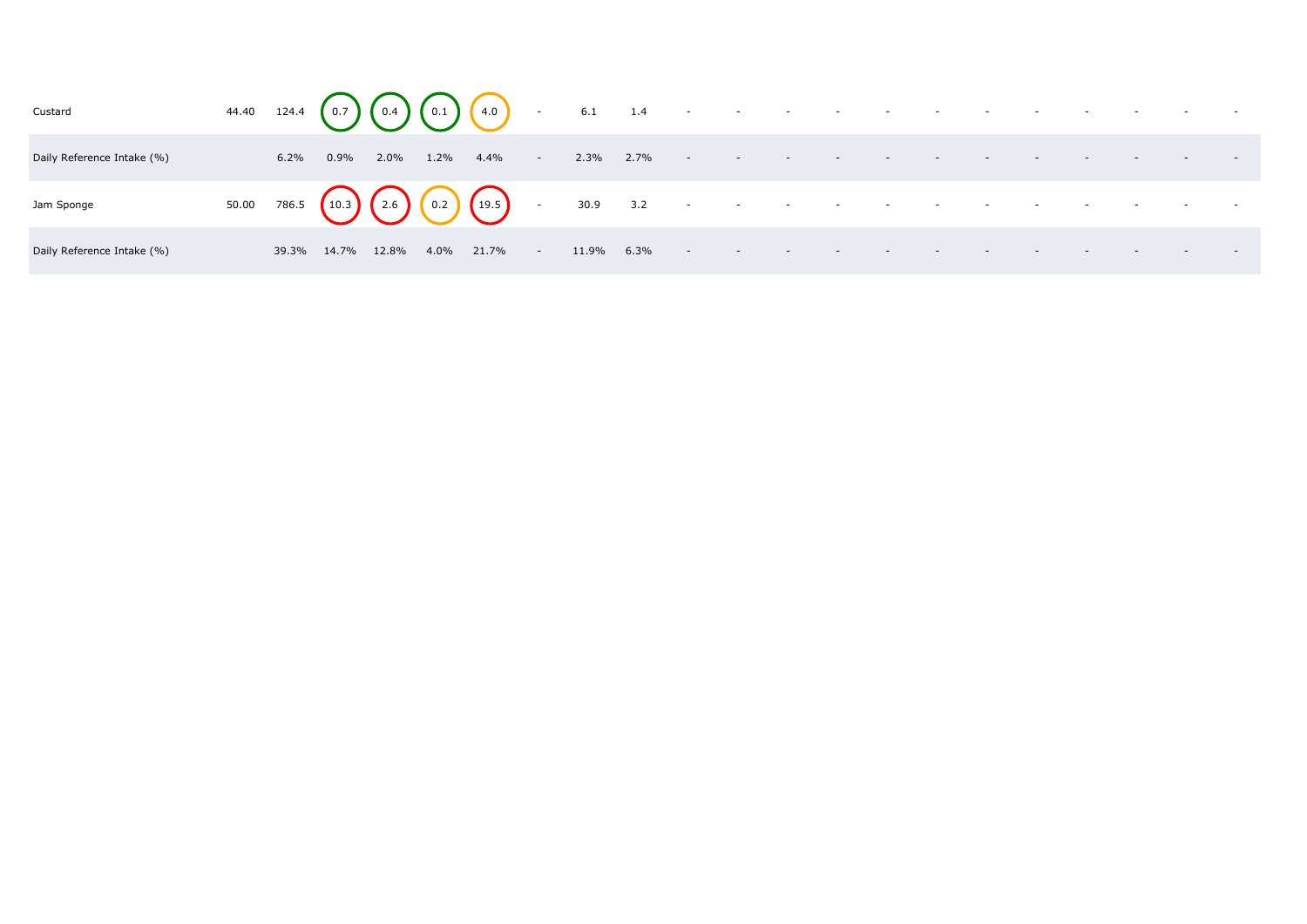| | | | | | | | | | | | | | | | | | | | | | | | |
|---|---|---|---|---|---|---|---|---|---|---|---|---|---|---|---|---|---|---|---|---|---|---|---|
| Custard | 44.40 | 124.4 | 0.7 | 0.4 | 0.1 | 4.0 | - | 6.1 | 1.4 | - | - | - | - | - | - | - | - | - | - | - | - |
| Daily Reference Intake (%) | | 6.2% | 0.9% | 2.0% | 1.2% | 4.4% | - | 2.3% | 2.7% | - | - | - | - | - | - | - | - | - | - | - | - |
| Jam Sponge | 50.00 | 786.5 | 10.3 | 2.6 | 0.2 | 19.5 | - | 30.9 | 3.2 | - | - | - | - | - | - | - | - | - | - | - | - |
| Daily Reference Intake (%) | | 39.3% | 14.7% | 12.8% | 4.0% | 21.7% | - | 11.9% | 6.3% | - | - | - | - | - | - | - | - | - | - | - | - |